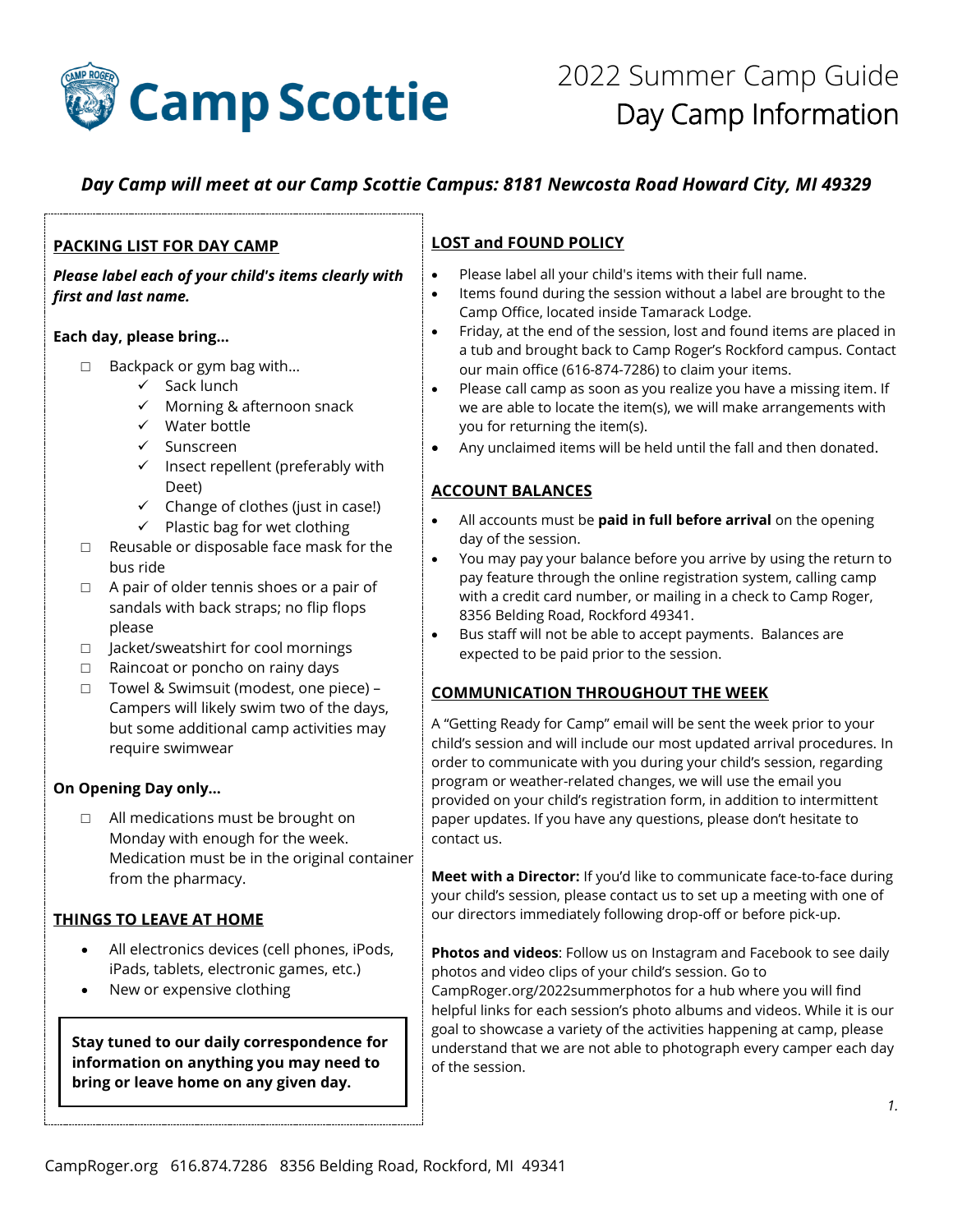# Camp Scottie

## 2022 Summer Camp Guide
## Day Camp Information

***Day Camp will meet at our Camp Scottie Campus: 8181 Newcosta Road Howard City, MI 49329***

## PACKING LIST FOR DAY CAMP

***Please label each of your child's items clearly with first and last name.***

**Each day, please bring…**

- ☐ Backpack or gym bag with…
  - ✓ Sack lunch
  - ✓ Morning & afternoon snack
  - ✓ Water bottle
  - ✓ Sunscreen
  - ✓ Insect repellent (preferably with Deet)
  - ✓ Change of clothes (just in case!)
  - ✓ Plastic bag for wet clothing
- ☐ Reusable or disposable face mask for the bus ride
- ☐ A pair of older tennis shoes or a pair of sandals with back straps; no flip flops please
- ☐ Jacket/sweatshirt for cool mornings
- ☐ Raincoat or poncho on rainy days
- ☐ Towel & Swimsuit (modest, one piece) – Campers will likely swim two of the days, but some additional camp activities may require swimwear

**On Opening Day only…**

- ☐ All medications must be brought on Monday with enough for the week. Medication must be in the original container from the pharmacy.

## THINGS TO LEAVE AT HOME

- All electronics devices (cell phones, iPods, iPads, tablets, electronic games, etc.)
- New or expensive clothing

**Stay tuned to our daily correspondence for information on anything you may need to bring or leave home on any given day.**

## LOST and FOUND POLICY

- Please label all your child's items with their full name.
- Items found during the session without a label are brought to the Camp Office, located inside Tamarack Lodge.
- Friday, at the end of the session, lost and found items are placed in a tub and brought back to Camp Roger's Rockford campus. Contact our main office (616-874-7286) to claim your items.
- Please call camp as soon as you realize you have a missing item. If we are able to locate the item(s), we will make arrangements with you for returning the item(s).
- Any unclaimed items will be held until the fall and then donated.

## ACCOUNT BALANCES

- All accounts must be **paid in full before arrival** on the opening day of the session.
- You may pay your balance before you arrive by using the return to pay feature through the online registration system, calling camp with a credit card number, or mailing in a check to Camp Roger, 8356 Belding Road, Rockford 49341.
- Bus staff will not be able to accept payments. Balances are expected to be paid prior to the session.

## COMMUNICATION THROUGHOUT THE WEEK

A "Getting Ready for Camp" email will be sent the week prior to your child's session and will include our most updated arrival procedures. In order to communicate with you during your child's session, regarding program or weather-related changes, we will use the email you provided on your child's registration form, in addition to intermittent paper updates. If you have any questions, please don't hesitate to contact us.

**Meet with a Director:** If you'd like to communicate face-to-face during your child's session, please contact us to set up a meeting with one of our directors immediately following drop-off or before pick-up.

**Photos and videos**: Follow us on Instagram and Facebook to see daily photos and video clips of your child's session. Go to CampRoger.org/2022summerphotos for a hub where you will find helpful links for each session's photo albums and videos. While it is our goal to showcase a variety of the activities happening at camp, please understand that we are not able to photograph every camper each day of the session.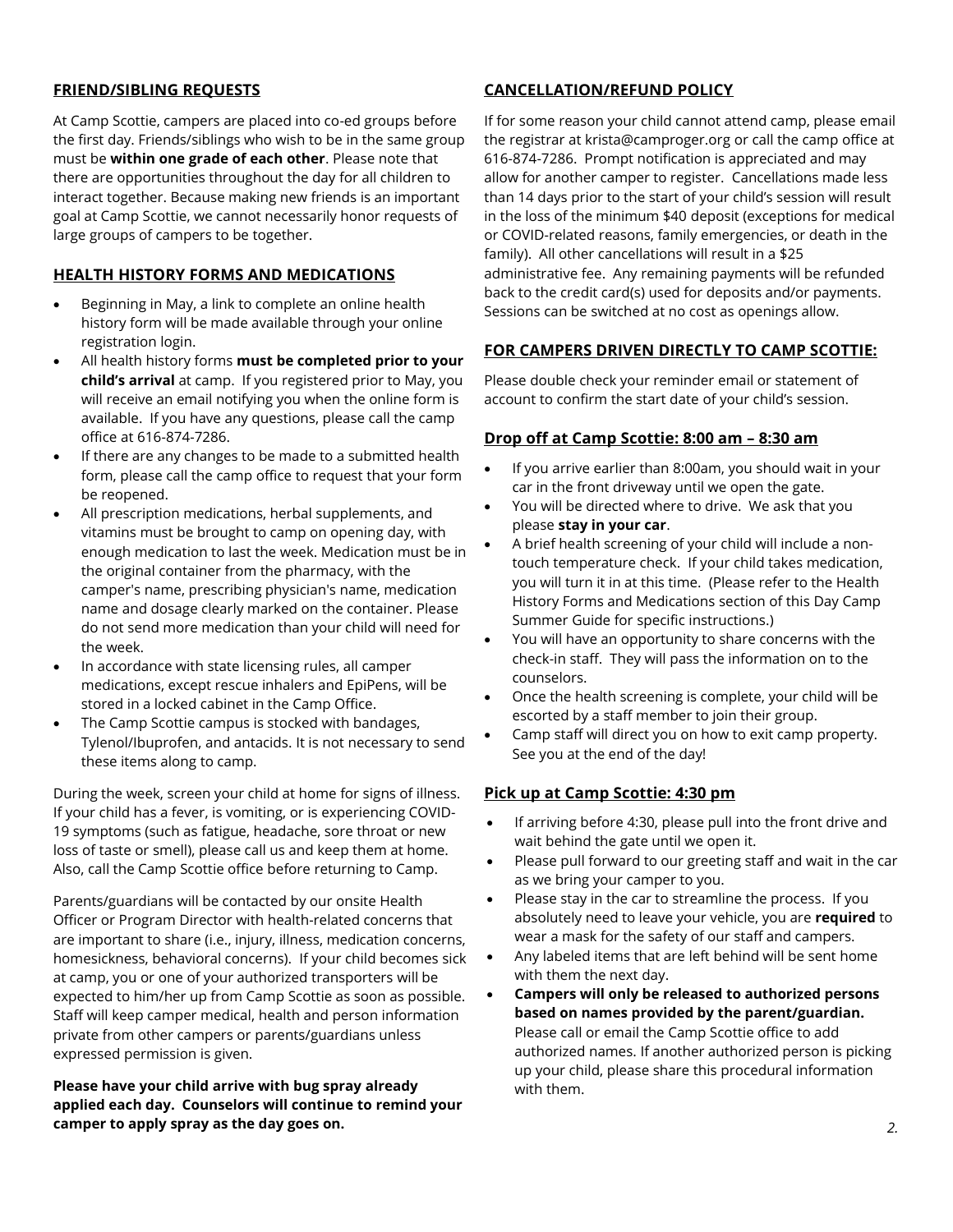## FRIEND/SIBLING REQUESTS

At Camp Scottie, campers are placed into co-ed groups before the first day. Friends/siblings who wish to be in the same group must be **within one grade of each other**. Please note that there are opportunities throughout the day for all children to interact together. Because making new friends is an important goal at Camp Scottie, we cannot necessarily honor requests of large groups of campers to be together.

## HEALTH HISTORY FORMS AND MEDICATIONS

- Beginning in May, a link to complete an online health history form will be made available through your online registration login.
- All health history forms **must be completed prior to your child's arrival** at camp. If you registered prior to May, you will receive an email notifying you when the online form is available. If you have any questions, please call the camp office at 616-874-7286.
- If there are any changes to be made to a submitted health form, please call the camp office to request that your form be reopened.
- All prescription medications, herbal supplements, and vitamins must be brought to camp on opening day, with enough medication to last the week. Medication must be in the original container from the pharmacy, with the camper's name, prescribing physician's name, medication name and dosage clearly marked on the container. Please do not send more medication than your child will need for the week.
- In accordance with state licensing rules, all camper medications, except rescue inhalers and EpiPens, will be stored in a locked cabinet in the Camp Office.
- The Camp Scottie campus is stocked with bandages, Tylenol/Ibuprofen, and antacids. It is not necessary to send these items along to camp.

During the week, screen your child at home for signs of illness. If your child has a fever, is vomiting, or is experiencing COVID-19 symptoms (such as fatigue, headache, sore throat or new loss of taste or smell), please call us and keep them at home. Also, call the Camp Scottie office before returning to Camp.

Parents/guardians will be contacted by our onsite Health Officer or Program Director with health-related concerns that are important to share (i.e., injury, illness, medication concerns, homesickness, behavioral concerns). If your child becomes sick at camp, you or one of your authorized transporters will be expected to him/her up from Camp Scottie as soon as possible. Staff will keep camper medical, health and person information private from other campers or parents/guardians unless expressed permission is given.

**Please have your child arrive with bug spray already applied each day. Counselors will continue to remind your camper to apply spray as the day goes on.**

## CANCELLATION/REFUND POLICY

If for some reason your child cannot attend camp, please email the registrar at krista@camproger.org or call the camp office at 616-874-7286. Prompt notification is appreciated and may allow for another camper to register. Cancellations made less than 14 days prior to the start of your child's session will result in the loss of the minimum $40 deposit (exceptions for medical or COVID-related reasons, family emergencies, or death in the family). All other cancellations will result in a $25 administrative fee. Any remaining payments will be refunded back to the credit card(s) used for deposits and/or payments. Sessions can be switched at no cost as openings allow.

## FOR CAMPERS DRIVEN DIRECTLY TO CAMP SCOTTIE:

Please double check your reminder email or statement of account to confirm the start date of your child's session.

### Drop off at Camp Scottie: 8:00 am – 8:30 am

- If you arrive earlier than 8:00am, you should wait in your car in the front driveway until we open the gate.
- You will be directed where to drive. We ask that you please **stay in your car**.
- A brief health screening of your child will include a non-touch temperature check. If your child takes medication, you will turn it in at this time. (Please refer to the Health History Forms and Medications section of this Day Camp Summer Guide for specific instructions.)
- You will have an opportunity to share concerns with the check-in staff. They will pass the information on to the counselors.
- Once the health screening is complete, your child will be escorted by a staff member to join their group.
- Camp staff will direct you on how to exit camp property. See you at the end of the day!

### Pick up at Camp Scottie: 4:30 pm

- If arriving before 4:30, please pull into the front drive and wait behind the gate until we open it.
- Please pull forward to our greeting staff and wait in the car as we bring your camper to you.
- Please stay in the car to streamline the process. If you absolutely need to leave your vehicle, you are **required** to wear a mask for the safety of our staff and campers.
- Any labeled items that are left behind will be sent home with them the next day.
- **Campers will only be released to authorized persons based on names provided by the parent/guardian.** Please call or email the Camp Scottie office to add authorized names. If another authorized person is picking up your child, please share this procedural information with them.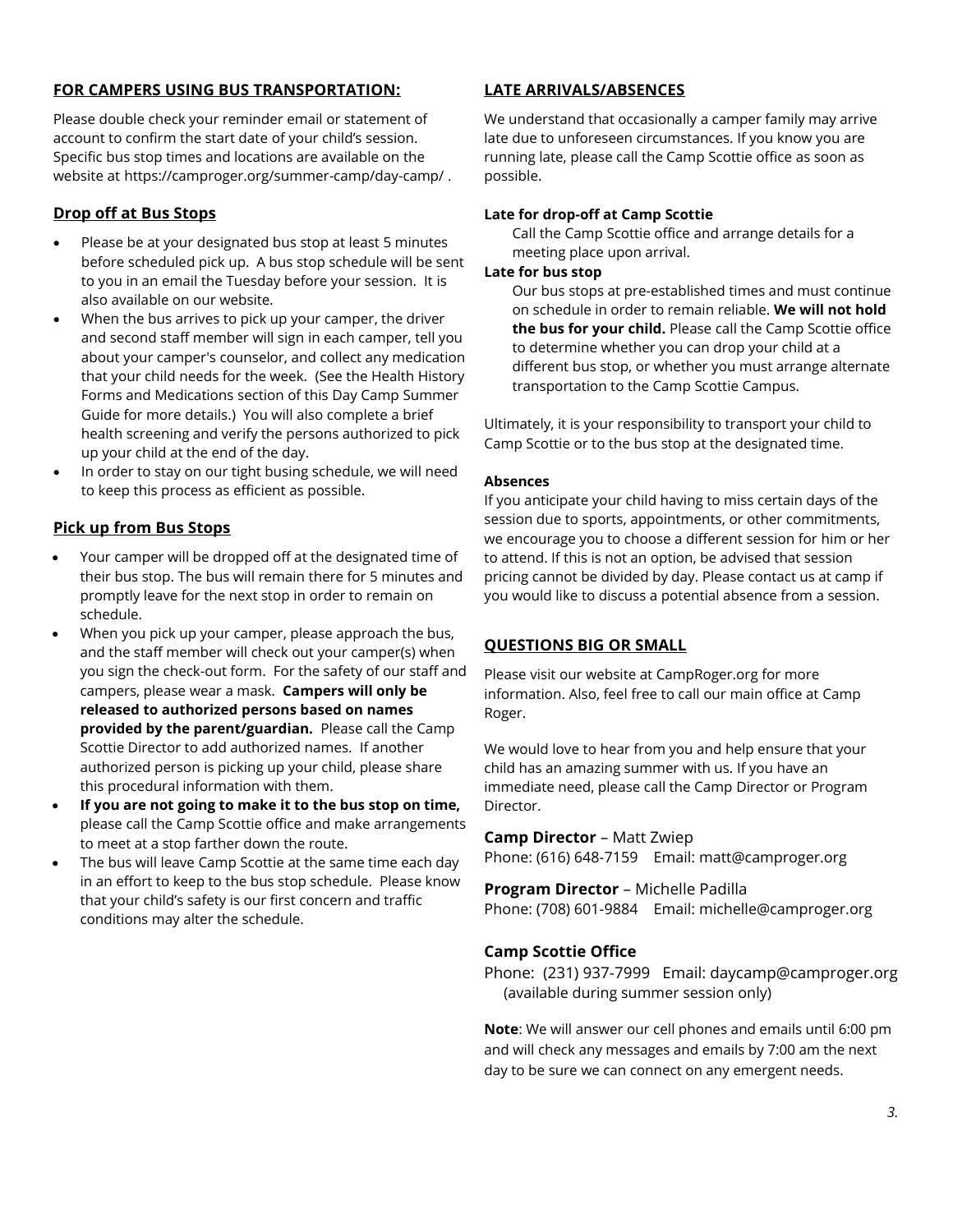## FOR CAMPERS USING BUS TRANSPORTATION:

Please double check your reminder email or statement of account to confirm the start date of your child's session. Specific bus stop times and locations are available on the website at https://camproger.org/summer-camp/day-camp/ .

### Drop off at Bus Stops

- Please be at your designated bus stop at least 5 minutes before scheduled pick up. A bus stop schedule will be sent to you in an email the Tuesday before your session. It is also available on our website.
- When the bus arrives to pick up your camper, the driver and second staff member will sign in each camper, tell you about your camper's counselor, and collect any medication that your child needs for the week. (See the Health History Forms and Medications section of this Day Camp Summer Guide for more details.) You will also complete a brief health screening and verify the persons authorized to pick up your child at the end of the day.
- In order to stay on our tight busing schedule, we will need to keep this process as efficient as possible.

### Pick up from Bus Stops

- Your camper will be dropped off at the designated time of their bus stop. The bus will remain there for 5 minutes and promptly leave for the next stop in order to remain on schedule.
- When you pick up your camper, please approach the bus, and the staff member will check out your camper(s) when you sign the check-out form. For the safety of our staff and campers, please wear a mask. **Campers will only be released to authorized persons based on names provided by the parent/guardian.** Please call the Camp Scottie Director to add authorized names. If another authorized person is picking up your child, please share this procedural information with them.
- **If you are not going to make it to the bus stop on time,** please call the Camp Scottie office and make arrangements to meet at a stop farther down the route.
- The bus will leave Camp Scottie at the same time each day in an effort to keep to the bus stop schedule. Please know that your child's safety is our first concern and traffic conditions may alter the schedule.

## LATE ARRIVALS/ABSENCES

We understand that occasionally a camper family may arrive late due to unforeseen circumstances. If you know you are running late, please call the Camp Scottie office as soon as possible.

**Late for drop-off at Camp Scottie**

Call the Camp Scottie office and arrange details for a meeting place upon arrival.

**Late for bus stop**

Our bus stops at pre-established times and must continue on schedule in order to remain reliable. **We will not hold the bus for your child.** Please call the Camp Scottie office to determine whether you can drop your child at a different bus stop, or whether you must arrange alternate transportation to the Camp Scottie Campus.

Ultimately, it is your responsibility to transport your child to Camp Scottie or to the bus stop at the designated time.

**Absences**

If you anticipate your child having to miss certain days of the session due to sports, appointments, or other commitments, we encourage you to choose a different session for him or her to attend. If this is not an option, be advised that session pricing cannot be divided by day. Please contact us at camp if you would like to discuss a potential absence from a session.

## QUESTIONS BIG OR SMALL

Please visit our website at CampRoger.org for more information. Also, feel free to call our main office at Camp Roger.

We would love to hear from you and help ensure that your child has an amazing summer with us. If you have an immediate need, please call the Camp Director or Program Director.

**Camp Director** – Matt Zwiep
Phone: (616) 648-7159 Email: matt@camproger.org

**Program Director** – Michelle Padilla
Phone: (708) 601-9884 Email: michelle@camproger.org

**Camp Scottie Office**
Phone: (231) 937-7999 Email: daycamp@camproger.org
(available during summer session only)

**Note**: We will answer our cell phones and emails until 6:00 pm and will check any messages and emails by 7:00 am the next day to be sure we can connect on any emergent needs.